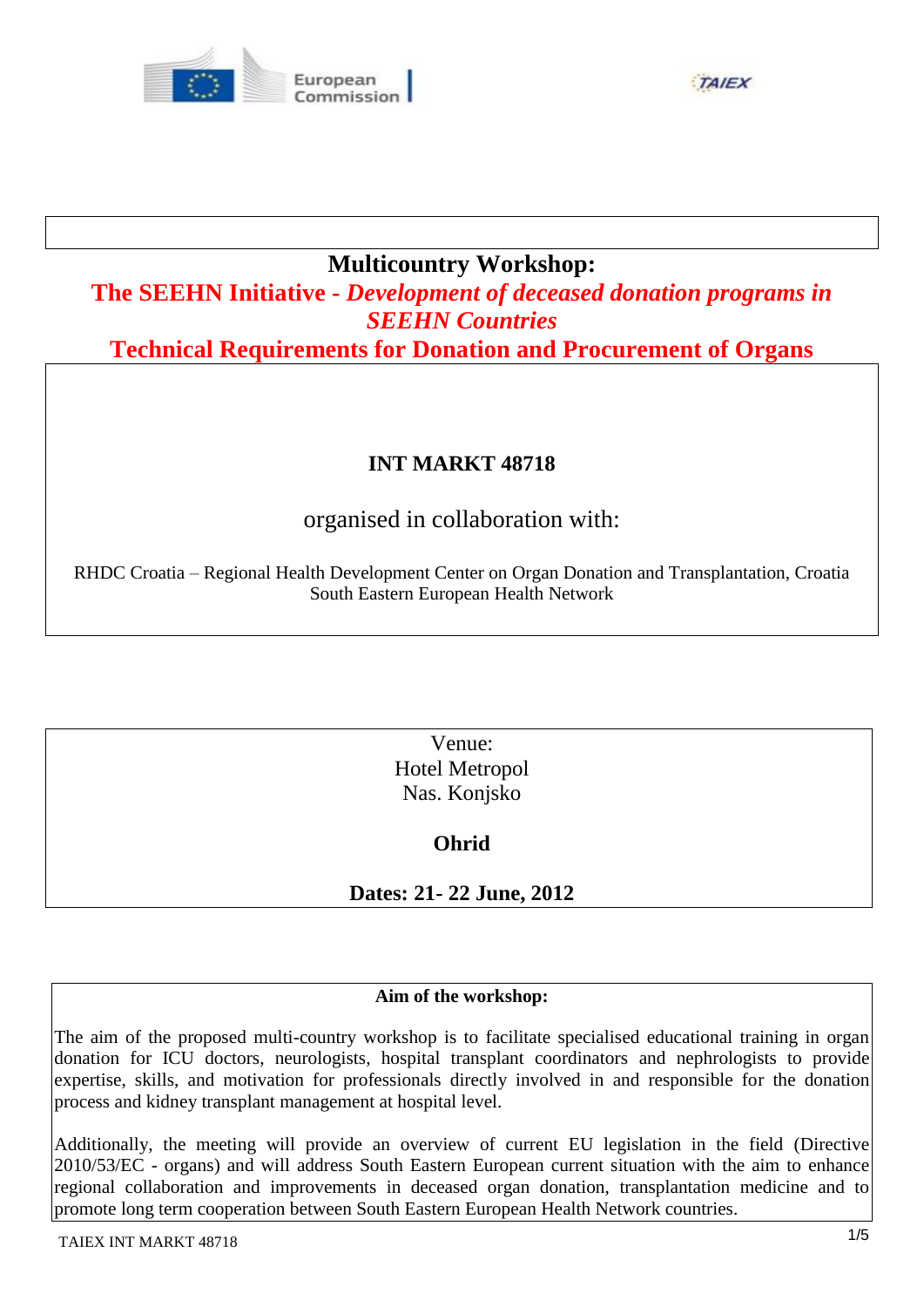# Multicountry Workshop:

## The SEEHN Initiative - *Development of deceased donation programs in SEEHN Countries*

## Technical Requirements for Donation and Procurement of Organs

**INT MARKT 48718**

organised in collaboration with:

RHDC Croatia – Regional Health Development Center on Organ Donation and Transplantation, Croatia
South Eastern European Health Network

Venue:
Hotel Metropol
Nas. Konjsko

**Ohrid**

**Dates: 21- 22 June, 2012**

**Aim of the workshop:**

The aim of the proposed multi-country workshop is to facilitate specialised educational training in organ donation for ICU doctors, neurologists, hospital transplant coordinators and nephrologists to provide expertise, skills, and motivation for professionals directly involved in and responsible for the donation process and kidney transplant management at hospital level.

Additionally, the meeting will provide an overview of current EU legislation in the field (Directive 2010/53/EC - organs) and will address South Eastern European current situation with the aim to enhance regional collaboration and improvements in deceased organ donation, transplantation medicine and to promote long term cooperation between South Eastern European Health Network countries.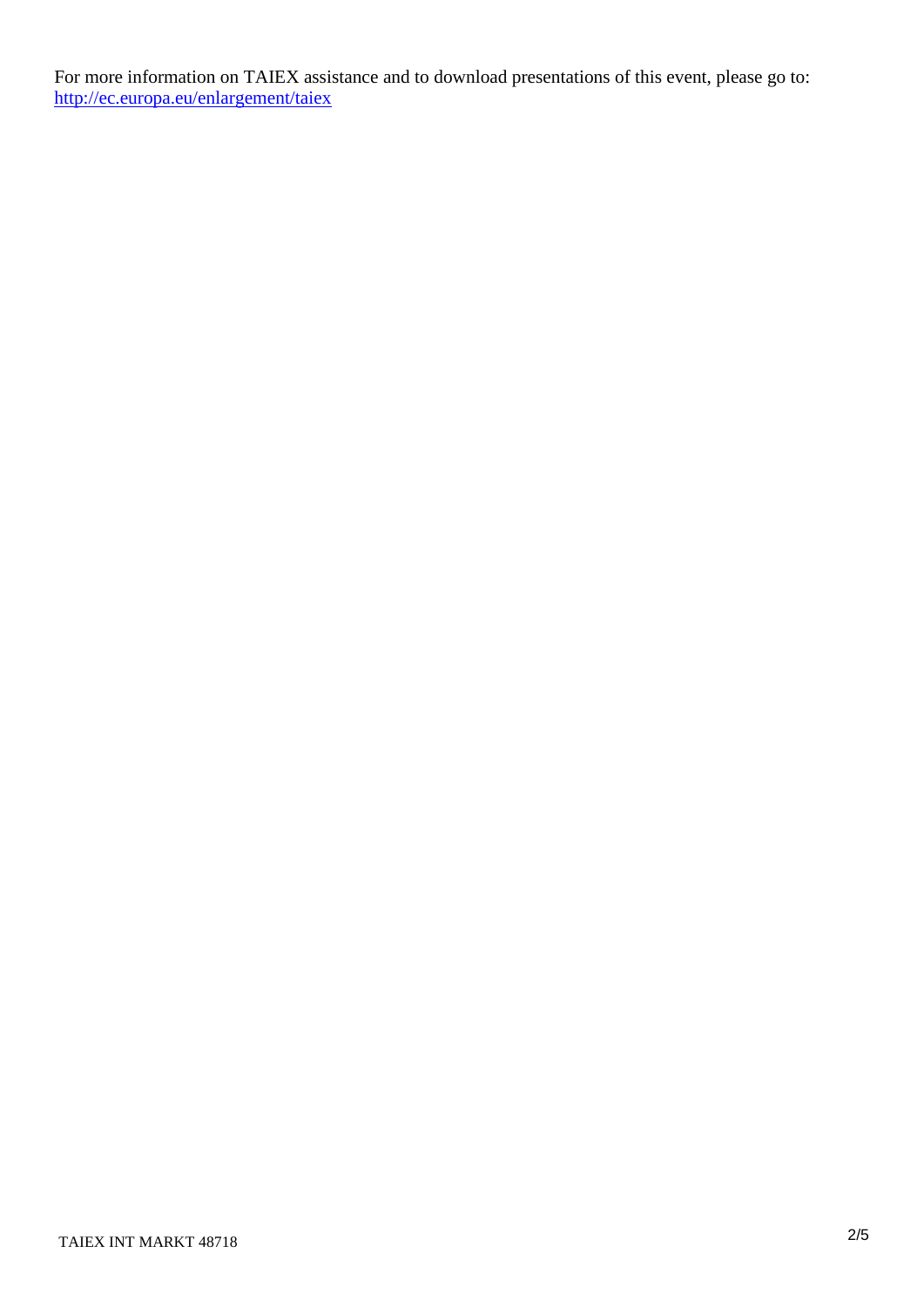For more information on TAIEX assistance and to download presentations of this event, please go to: http://ec.europa.eu/enlargement/taiex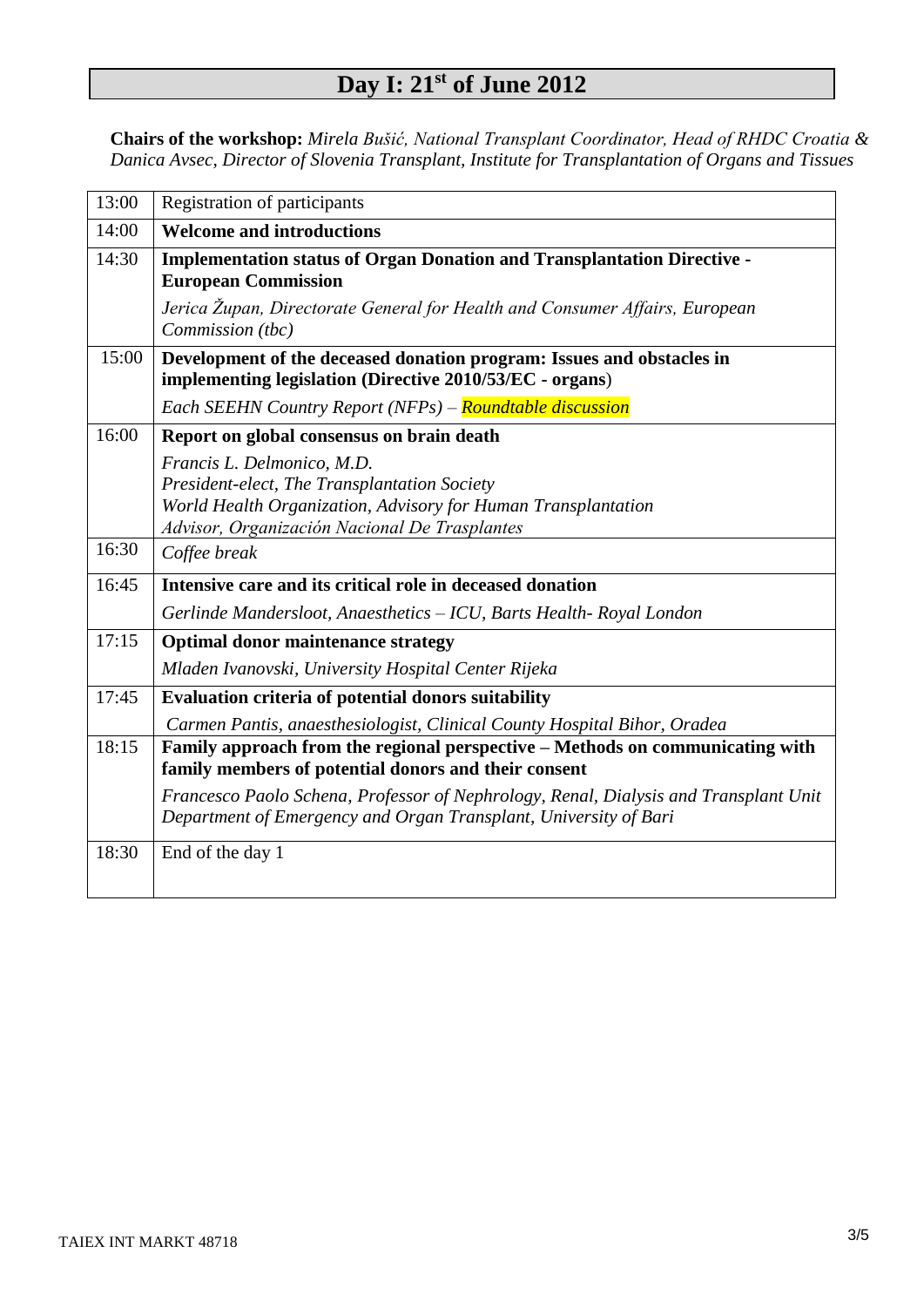# Day I: 21st of June 2012

**Chairs of the workshop:** *Mirela Bušić, National Transplant Coordinator, Head of RHDC Croatia & Danica Avsec, Director of Slovenia Transplant, Institute for Transplantation of Organs and Tissues*

| Time | Programme |
|---|---|
| 13:00 | Registration of participants |
| 14:00 | **Welcome and introductions** |
| 14:30 | **Implementation status of Organ Donation and Transplantation Directive - European Commission**<br>*Jerica Župan, Directorate General for Health and Consumer Affairs, European Commission (tbc)* |
| 15:00 | **Development of the deceased donation program: Issues and obstacles in implementing legislation (Directive 2010/53/EC - organs)**<br>*Each SEEHN Country Report (NFPs) – **Roundtable discussion*** |
| 16:00 | **Report on global consensus on brain death**<br>*Francis L. Delmonico, M.D.*<br>*President-elect, The Transplantation Society*<br>*World Health Organization, Advisory for Human Transplantation*<br>*Advisor, Organización Nacional De Trasplantes* |
| 16:30 | *Coffee break* |
| 16:45 | **Intensive care and its critical role in deceased donation**<br>*Gerlinde Mandersloot, Anaesthetics – ICU, Barts Health- Royal London* |
| 17:15 | **Optimal donor maintenance strategy**<br>*Mladen Ivanovski, University Hospital Center Rijeka* |
| 17:45 | **Evaluation criteria of potential donors suitability**<br>*Carmen Pantis, anaesthesiologist, Clinical County Hospital Bihor, Oradea* |
| 18:15 | **Family approach from the regional perspective – Methods on communicating with family members of potential donors and their consent**<br>*Francesco Paolo Schena, Professor of Nephrology, Renal, Dialysis and Transplant Unit Department of Emergency and Organ Transplant, University of Bari* |
| 18:30 | End of the day 1 |

TAIEX INT MARKT 48718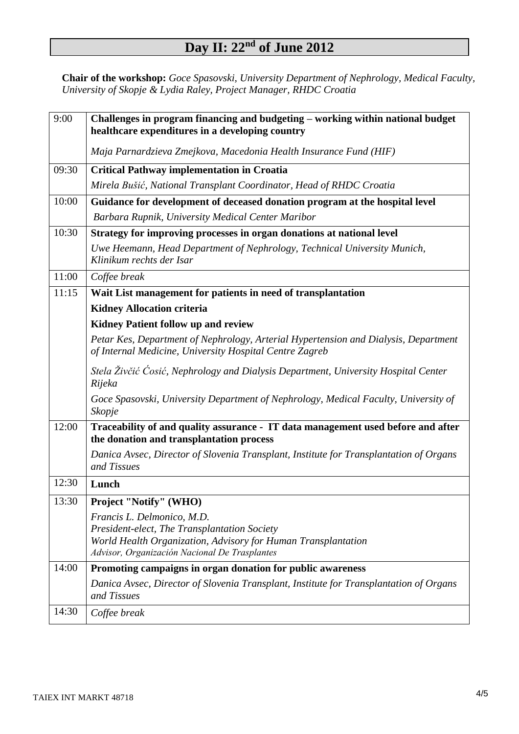# Day II: 22nd of June 2012

**Chair of the workshop:** *Goce Spasovski, University Department of Nephrology, Medical Faculty, University of Skopje & Lydia Raley, Project Manager, RHDC Croatia*

| Time | Session |
|---|---|
| 9:00 | **Challenges in program financing and budgeting – working within national budget healthcare expenditures in a developing country**<br>*Maja Parnardzieva Zmejkova, Macedonia Health Insurance Fund (HIF)* |
| 09:30 | **Critical Pathway implementation in Croatia**<br>*Mirela Bušić, National Transplant Coordinator, Head of RHDC Croatia* |
| 10:00 | **Guidance for development of deceased donation program at the hospital level**<br>*Barbara Rupnik, University Medical Center Maribor* |
| 10:30 | **Strategy for improving processes in organ donations at national level**<br>*Uwe Heemann, Head Department of Nephrology, Technical University Munich, Klinikum rechts der Isar* |
| 11:00 | *Coffee break* |
| 11:15 | **Wait List management for patients in need of transplantation**<br>**Kidney Allocation criteria**<br>**Kidney Patient follow up and review**<br>*Petar Kes, Department of Nephrology, Arterial Hypertension and Dialysis, Department of Internal Medicine, University Hospital Centre Zagreb*<br>*Stela Živčić Ćosić, Nephrology and Dialysis Department, University Hospital Center Rijeka*<br>*Goce Spasovski, University Department of Nephrology, Medical Faculty, University of Skopje* |
| 12:00 | **Traceability of and quality assurance - IT data management used before and after the donation and transplantation process**<br>*Danica Avsec, Director of Slovenia Transplant, Institute for Transplantation of Organs and Tissues* |
| 12:30 | **Lunch** |
| 13:30 | **Project "Notify" (WHO)**<br>*Francis L. Delmonico, M.D.*<br>*President-elect, The Transplantation Society*<br>*World Health Organization, Advisory for Human Transplantation*<br>*Advisor, Organización Nacional De Trasplantes* |
| 14:00 | **Promoting campaigns in organ donation for public awareness**<br>*Danica Avsec, Director of Slovenia Transplant, Institute for Transplantation of Organs and Tissues* |
| 14:30 | *Coffee break* |

TAIEX INT MARKT 48718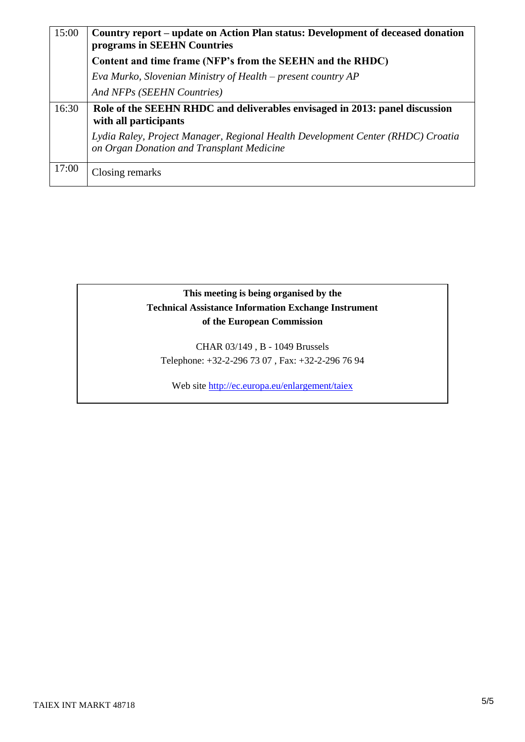| | |
|---|---|
| 15:00 | **Country report – update on Action Plan status: Development of deceased donation programs in SEEHN Countries**<br>**Content and time frame (NFP's from the SEEHN and the RHDC)**<br>*Eva Murko, Slovenian Ministry of Health – present country AP*<br>*And NFPs (SEEHN Countries)* |
| 16:30 | **Role of the SEEHN RHDC and deliverables envisaged in 2013: panel discussion with all participants**<br>*Lydia Raley, Project Manager, Regional Health Development Center (RHDC) Croatia on Organ Donation and Transplant Medicine* |
| 17:00 | Closing remarks |

**This meeting is being organised by the**
**Technical Assistance Information Exchange Instrument**
**of the European Commission**

CHAR 03/149 , B - 1049 Brussels
Telephone: +32-2-296 73 07 , Fax: +32-2-296 76 94

Web site http://ec.europa.eu/enlargement/taiex

TAIEX INT MARKT 48718